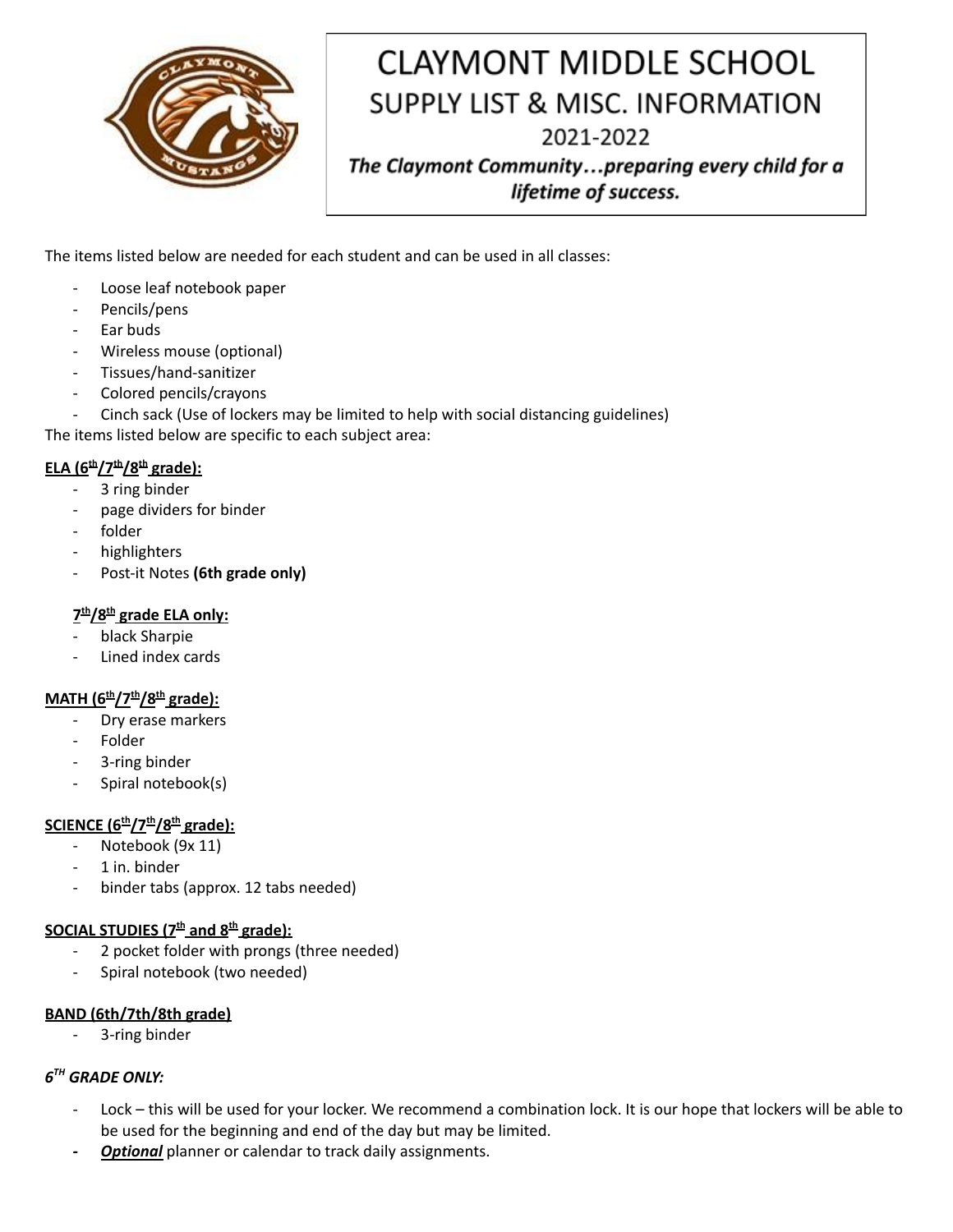# CLAYMONT MIDDLE SCHOOL

## SUPPLY LIST & MISC. INFORMATION

2021-2022

***The Claymont Community…preparing every child for a lifetime of success.***

The items listed below are needed for each student and can be used in all classes:

- Loose leaf notebook paper
- Pencils/pens
- Ear buds
- Wireless mouse (optional)
- Tissues/hand-sanitizer
- Colored pencils/crayons
- Cinch sack (Use of lockers may be limited to help with social distancing guidelines)

The items listed below are specific to each subject area:

**ELA (6th/7th/8th grade):**

- 3 ring binder
- page dividers for binder
- folder
- highlighters
- Post-it Notes **(6th grade only)**

**7th/8th grade ELA only:**

- black Sharpie
- Lined index cards

**MATH (6th/7th/8th grade):**

- Dry erase markers
- Folder
- 3-ring binder
- Spiral notebook(s)

**SCIENCE (6th/7th/8th grade):**

- Notebook (9x 11)
- 1 in. binder
- binder tabs (approx. 12 tabs needed)

**SOCIAL STUDIES (7th and 8th grade):**

- 2 pocket folder with prongs (three needed)
- Spiral notebook (two needed)

**BAND (6th/7th/8th grade)**

- 3-ring binder

***6TH GRADE ONLY:***

- Lock – this will be used for your locker. We recommend a combination lock. It is our hope that lockers will be able to be used for the beginning and end of the day but may be limited.
- ***Optional*** planner or calendar to track daily assignments.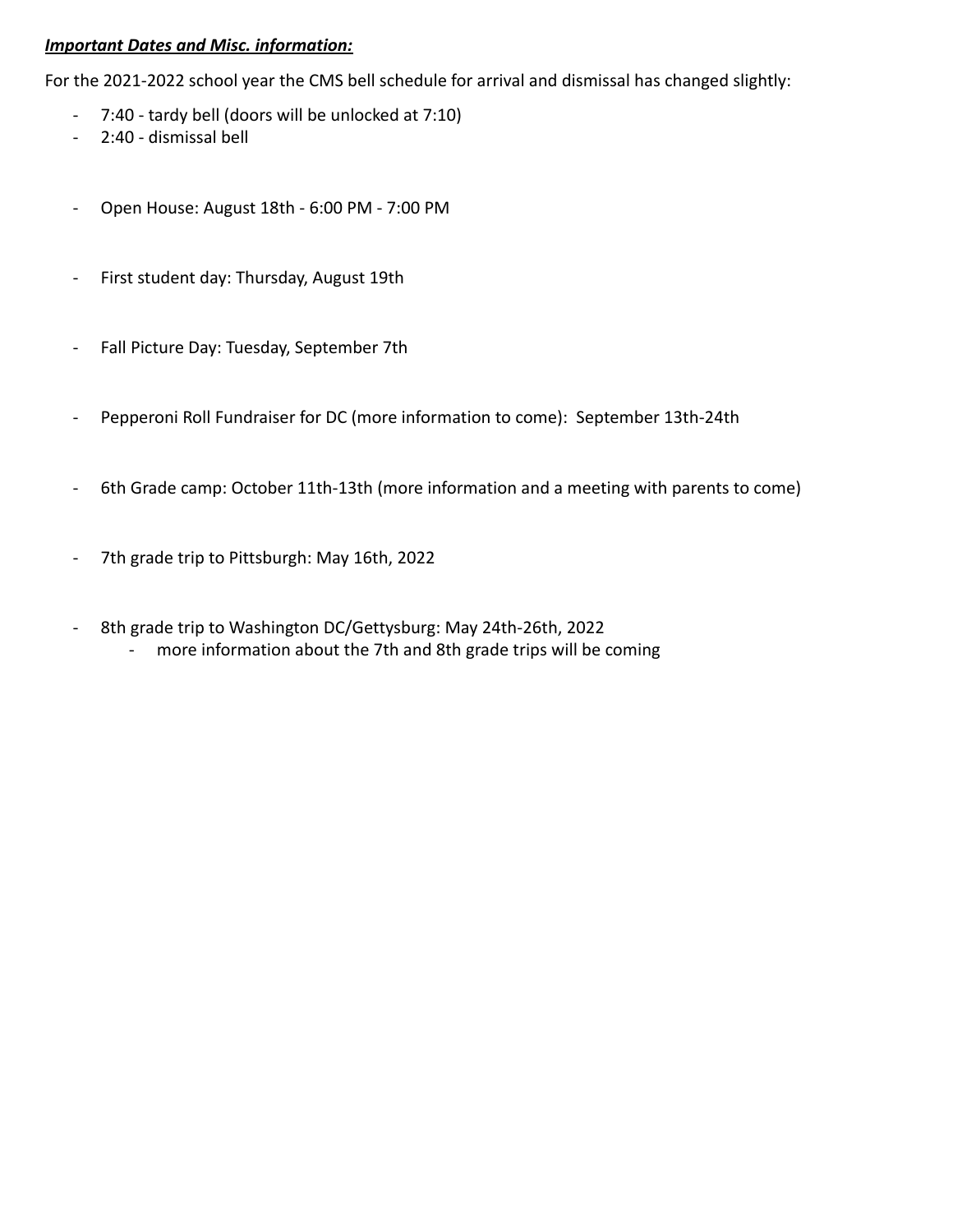***Important Dates and Misc. information:***

For the 2021-2022 school year the CMS bell schedule for arrival and dismissal has changed slightly:

- 7:40 - tardy bell (doors will be unlocked at 7:10)
- 2:40 - dismissal bell

- Open House: August 18th - 6:00 PM - 7:00 PM

- First student day: Thursday, August 19th

- Fall Picture Day: Tuesday, September 7th

- Pepperoni Roll Fundraiser for DC (more information to come): September 13th-24th

- 6th Grade camp: October 11th-13th (more information and a meeting with parents to come)

- 7th grade trip to Pittsburgh: May 16th, 2022

- 8th grade trip to Washington DC/Gettysburg: May 24th-26th, 2022
  - more information about the 7th and 8th grade trips will be coming